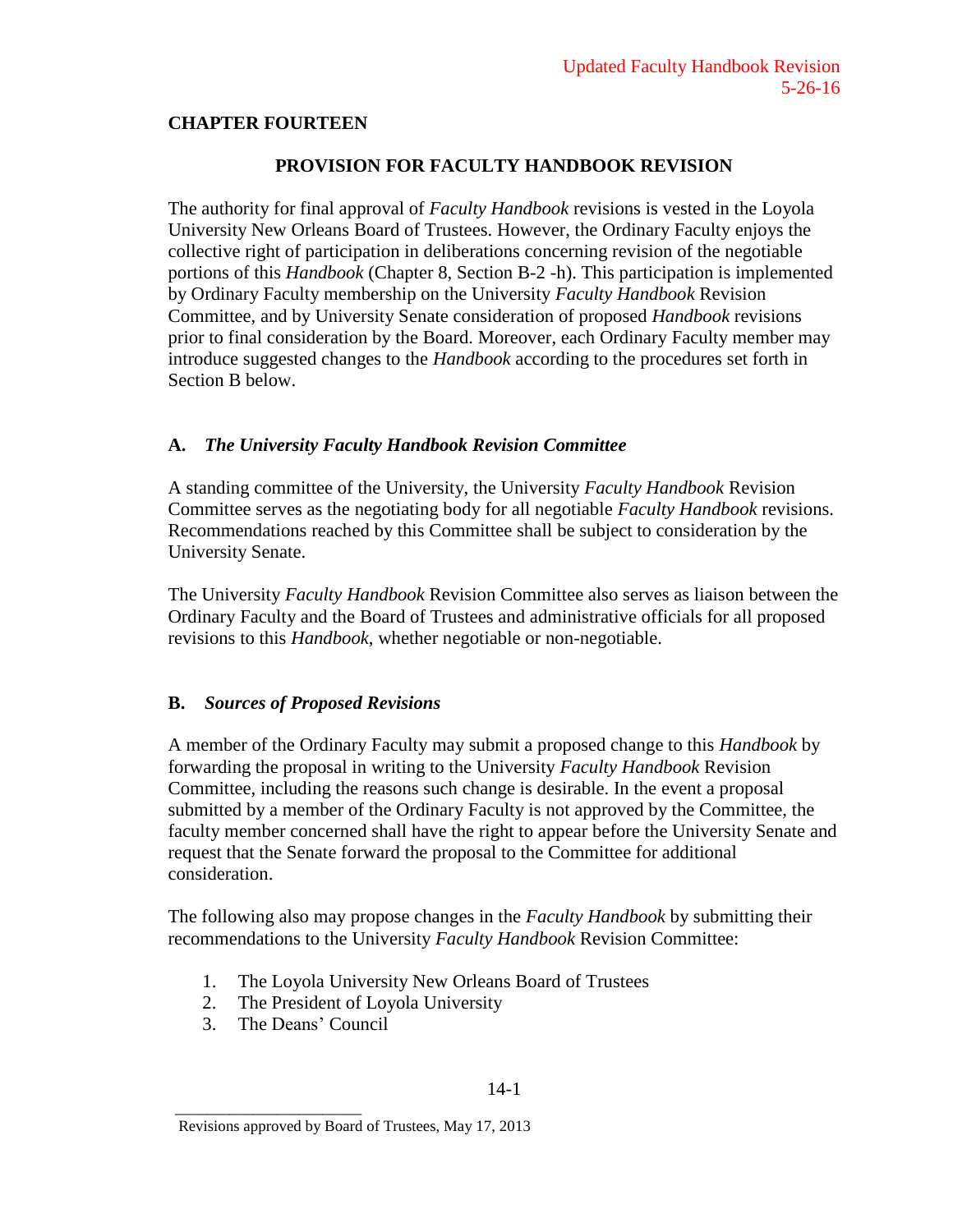Updated Faculty Handbook Revision
5-26-16

# CHAPTER FOURTEEN

## PROVISION FOR FACULTY HANDBOOK REVISION

The authority for final approval of *Faculty Handbook* revisions is vested in the Loyola University New Orleans Board of Trustees. However, the Ordinary Faculty enjoys the collective right of participation in deliberations concerning revision of the negotiable portions of this *Handbook* (Chapter 8, Section B-2 -h). This participation is implemented by Ordinary Faculty membership on the University *Faculty Handbook* Revision Committee, and by University Senate consideration of proposed *Handbook* revisions prior to final consideration by the Board. Moreover, each Ordinary Faculty member may introduce suggested changes to the *Handbook* according to the procedures set forth in Section B below.

### A. *The University Faculty Handbook Revision Committee*

A standing committee of the University, the University *Faculty Handbook* Revision Committee serves as the negotiating body for all negotiable *Faculty Handbook* revisions. Recommendations reached by this Committee shall be subject to consideration by the University Senate.

The University *Faculty Handbook* Revision Committee also serves as liaison between the Ordinary Faculty and the Board of Trustees and administrative officials for all proposed revisions to this *Handbook*, whether negotiable or non-negotiable.

### B. *Sources of Proposed Revisions*

A member of the Ordinary Faculty may submit a proposed change to this *Handbook* by forwarding the proposal in writing to the University *Faculty Handbook* Revision Committee, including the reasons such change is desirable. In the event a proposal submitted by a member of the Ordinary Faculty is not approved by the Committee, the faculty member concerned shall have the right to appear before the University Senate and request that the Senate forward the proposal to the Committee for additional consideration.

The following also may propose changes in the *Faculty Handbook* by submitting their recommendations to the University *Faculty Handbook* Revision Committee:

1. The Loyola University New Orleans Board of Trustees
2. The President of Loyola University
3. The Deans' Council

Revisions approved by Board of Trustees, May 17, 2013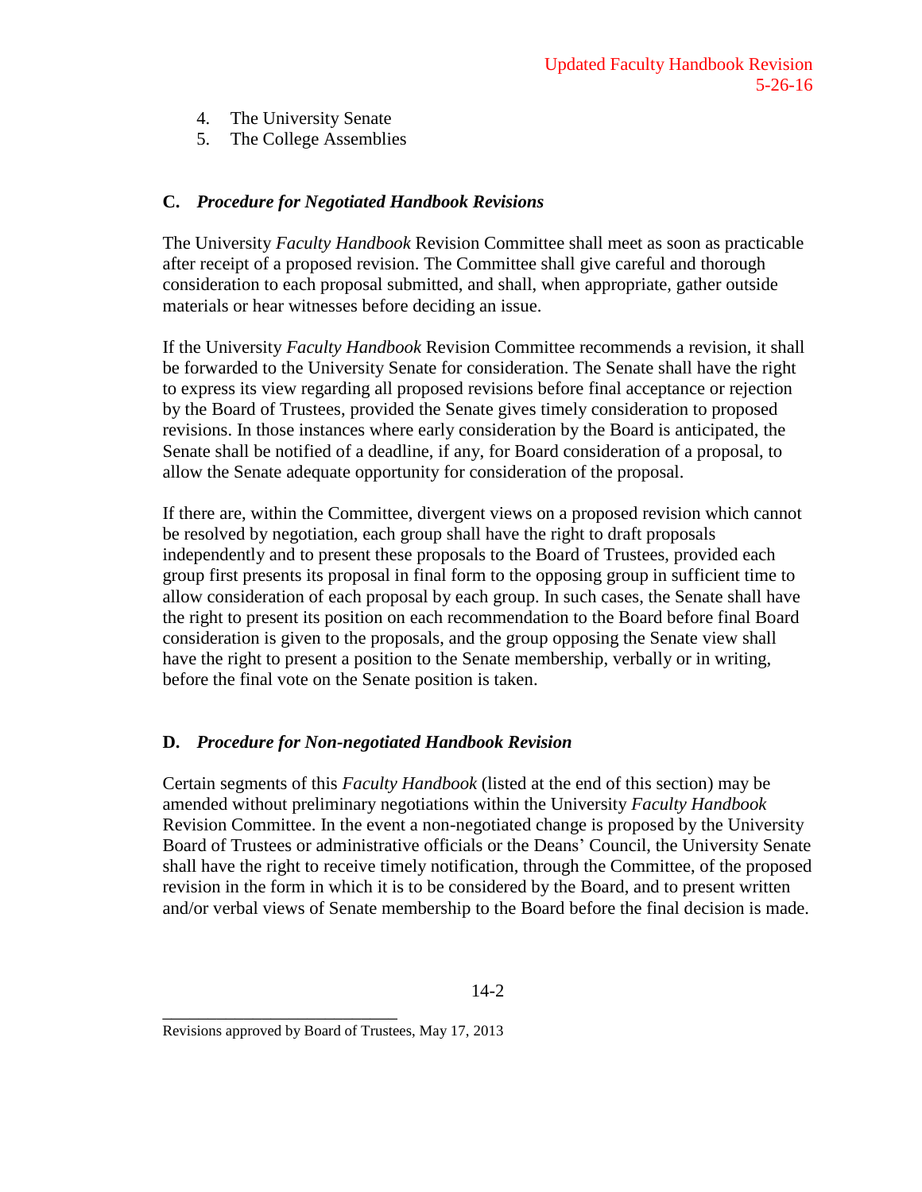4. The University Senate
5. The College Assemblies

## C. *Procedure for Negotiated Handbook Revisions*

The University *Faculty Handbook* Revision Committee shall meet as soon as practicable after receipt of a proposed revision. The Committee shall give careful and thorough consideration to each proposal submitted, and shall, when appropriate, gather outside materials or hear witnesses before deciding an issue.

If the University *Faculty Handbook* Revision Committee recommends a revision, it shall be forwarded to the University Senate for consideration. The Senate shall have the right to express its view regarding all proposed revisions before final acceptance or rejection by the Board of Trustees, provided the Senate gives timely consideration to proposed revisions. In those instances where early consideration by the Board is anticipated, the Senate shall be notified of a deadline, if any, for Board consideration of a proposal, to allow the Senate adequate opportunity for consideration of the proposal.

If there are, within the Committee, divergent views on a proposed revision which cannot be resolved by negotiation, each group shall have the right to draft proposals independently and to present these proposals to the Board of Trustees, provided each group first presents its proposal in final form to the opposing group in sufficient time to allow consideration of each proposal by each group. In such cases, the Senate shall have the right to present its position on each recommendation to the Board before final Board consideration is given to the proposals, and the group opposing the Senate view shall have the right to present a position to the Senate membership, verbally or in writing, before the final vote on the Senate position is taken.

## D. *Procedure for Non-negotiated Handbook Revision*

Certain segments of this *Faculty Handbook* (listed at the end of this section) may be amended without preliminary negotiations within the University *Faculty Handbook* Revision Committee. In the event a non-negotiated change is proposed by the University Board of Trustees or administrative officials or the Deans' Council, the University Senate shall have the right to receive timely notification, through the Committee, of the proposed revision in the form in which it is to be considered by the Board, and to present written and/or verbal views of Senate membership to the Board before the final decision is made.

Revisions approved by Board of Trustees, May 17, 2013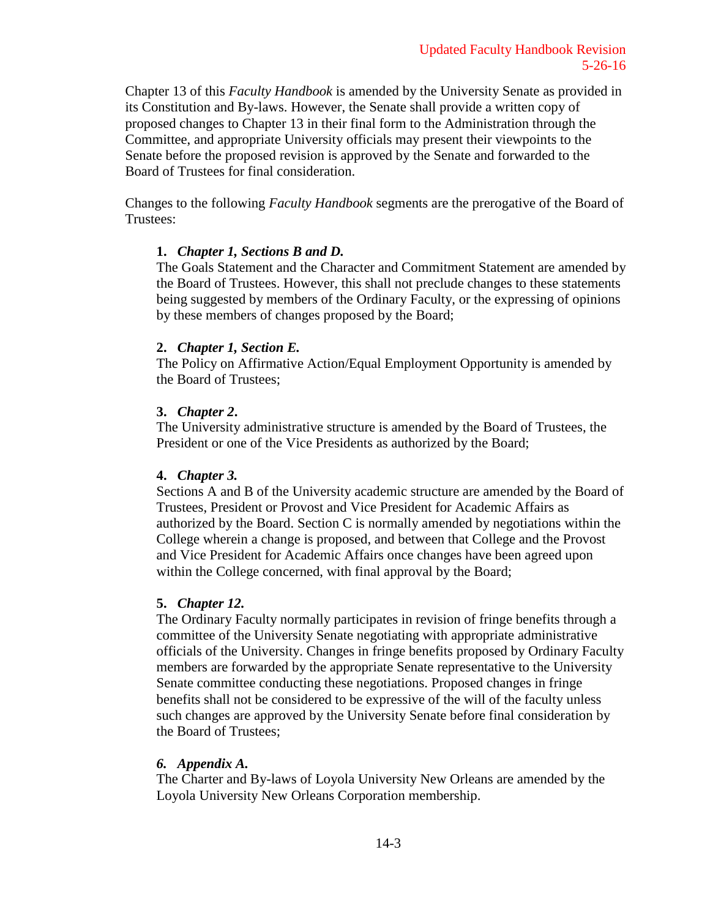Chapter 13 of this *Faculty Handbook* is amended by the University Senate as provided in its Constitution and By-laws. However, the Senate shall provide a written copy of proposed changes to Chapter 13 in their final form to the Administration through the Committee, and appropriate University officials may present their viewpoints to the Senate before the proposed revision is approved by the Senate and forwarded to the Board of Trustees for final consideration.

Changes to the following *Faculty Handbook* segments are the prerogative of the Board of Trustees:

1. ***Chapter 1, Sections B and D.***
   The Goals Statement and the Character and Commitment Statement are amended by the Board of Trustees. However, this shall not preclude changes to these statements being suggested by members of the Ordinary Faculty, or the expressing of opinions by these members of changes proposed by the Board;

2. ***Chapter 1, Section E.***
   The Policy on Affirmative Action/Equal Employment Opportunity is amended by the Board of Trustees;

3. ***Chapter 2*.**
   The University administrative structure is amended by the Board of Trustees, the President or one of the Vice Presidents as authorized by the Board;

4. ***Chapter 3.***
   Sections A and B of the University academic structure are amended by the Board of Trustees, President or Provost and Vice President for Academic Affairs as authorized by the Board. Section C is normally amended by negotiations within the College wherein a change is proposed, and between that College and the Provost and Vice President for Academic Affairs once changes have been agreed upon within the College concerned, with final approval by the Board;

5. ***Chapter 12.***
   The Ordinary Faculty normally participates in revision of fringe benefits through a committee of the University Senate negotiating with appropriate administrative officials of the University. Changes in fringe benefits proposed by Ordinary Faculty members are forwarded by the appropriate Senate representative to the University Senate committee conducting these negotiations. Proposed changes in fringe benefits shall not be considered to be expressive of the will of the faculty unless such changes are approved by the University Senate before final consideration by the Board of Trustees;

6. ***Appendix A.***
   The Charter and By-laws of Loyola University New Orleans are amended by the Loyola University New Orleans Corporation membership.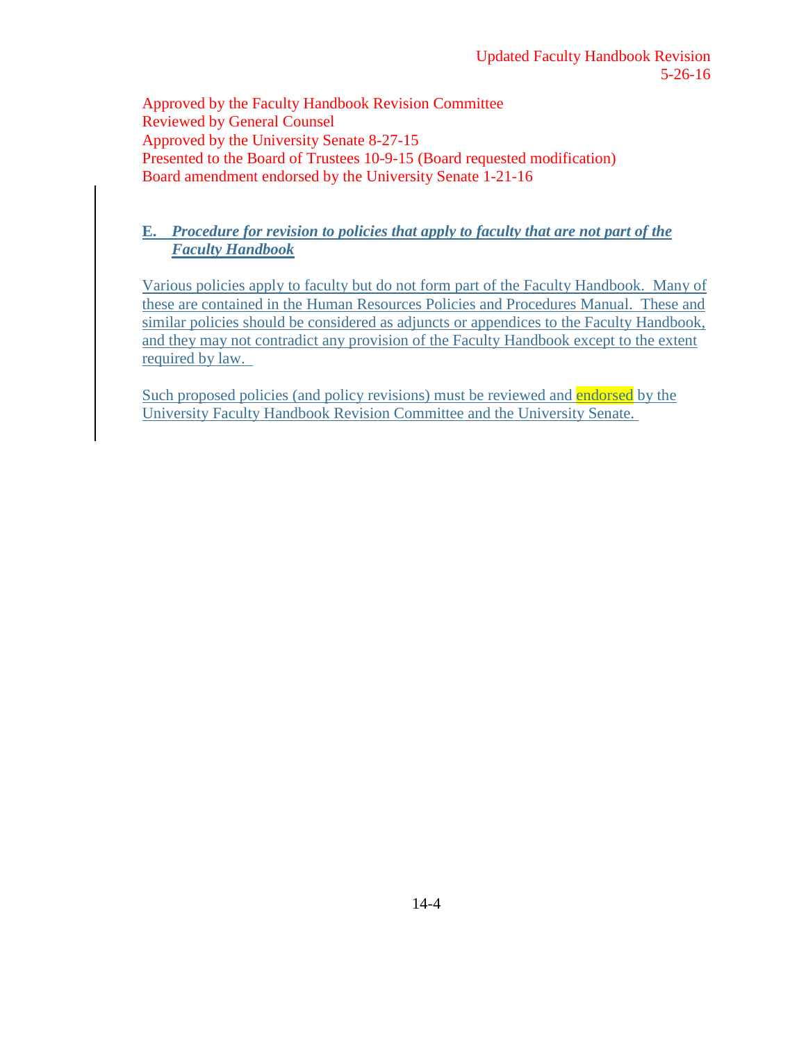Updated Faculty Handbook Revision
5-26-16

Approved by the Faculty Handbook Revision Committee
Reviewed by General Counsel
Approved by the University Senate 8-27-15
Presented to the Board of Trustees 10-9-15 (Board requested modification)
Board amendment endorsed by the University Senate 1-21-16

**E. *Procedure for revision to policies that apply to faculty that are not part of the Faculty Handbook***

Various policies apply to faculty but do not form part of the Faculty Handbook. Many of these are contained in the Human Resources Policies and Procedures Manual. These and similar policies should be considered as adjuncts or appendices to the Faculty Handbook, and they may not contradict any provision of the Faculty Handbook except to the extent required by law.

Such proposed policies (and policy revisions) must be reviewed and endorsed by the University Faculty Handbook Revision Committee and the University Senate.